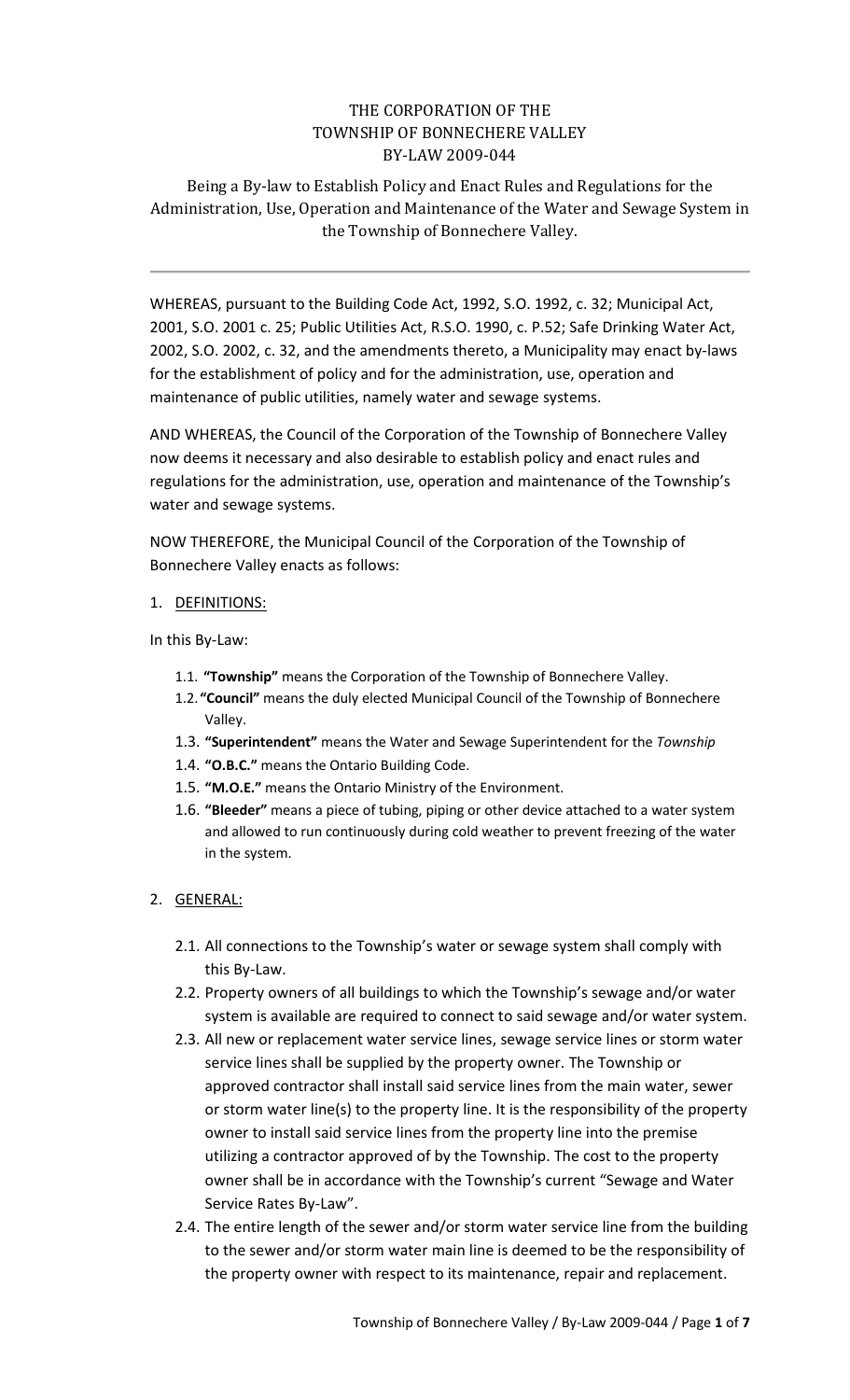THE CORPORATION OF THE
TOWNSHIP OF BONNECHERE VALLEY
BY-LAW 2009-044

Being a By-law to Establish Policy and Enact Rules and Regulations for the Administration, Use, Operation and Maintenance of the Water and Sewage System in the Township of Bonnechere Valley.

---

WHEREAS, pursuant to the Building Code Act, 1992, S.O. 1992, c. 32; Municipal Act, 2001, S.O. 2001 c. 25; Public Utilities Act, R.S.O. 1990, c. P.52; Safe Drinking Water Act, 2002, S.O. 2002, c. 32, and the amendments thereto, a Municipality may enact by-laws for the establishment of policy and for the administration, use, operation and maintenance of public utilities, namely water and sewage systems.

AND WHEREAS, the Council of the Corporation of the Township of Bonnechere Valley now deems it necessary and also desirable to establish policy and enact rules and regulations for the administration, use, operation and maintenance of the Township's water and sewage systems.

NOW THEREFORE, the Municipal Council of the Corporation of the Township of Bonnechere Valley enacts as follows:

1. <u>DEFINITIONS:</u>

In this By-Law:

1.1. **"Township"** means the Corporation of the Township of Bonnechere Valley.
1.2. **"Council"** means the duly elected Municipal Council of the Township of Bonnechere Valley.
1.3. **"Superintendent"** means the Water and Sewage Superintendent for the *Township*
1.4. **"O.B.C."** means the Ontario Building Code.
1.5. **"M.O.E."** means the Ontario Ministry of the Environment.
1.6. **"Bleeder"** means a piece of tubing, piping or other device attached to a water system and allowed to run continuously during cold weather to prevent freezing of the water in the system.

2. <u>GENERAL:</u>

2.1. All connections to the Township's water or sewage system shall comply with this By-Law.
2.2. Property owners of all buildings to which the Township's sewage and/or water system is available are required to connect to said sewage and/or water system.
2.3. All new or replacement water service lines, sewage service lines or storm water service lines shall be supplied by the property owner. The Township or approved contractor shall install said service lines from the main water, sewer or storm water line(s) to the property line. It is the responsibility of the property owner to install said service lines from the property line into the premise utilizing a contractor approved of by the Township. The cost to the property owner shall be in accordance with the Township's current "Sewage and Water Service Rates By-Law".
2.4. The entire length of the sewer and/or storm water service line from the building to the sewer and/or storm water main line is deemed to be the responsibility of the property owner with respect to its maintenance, repair and replacement.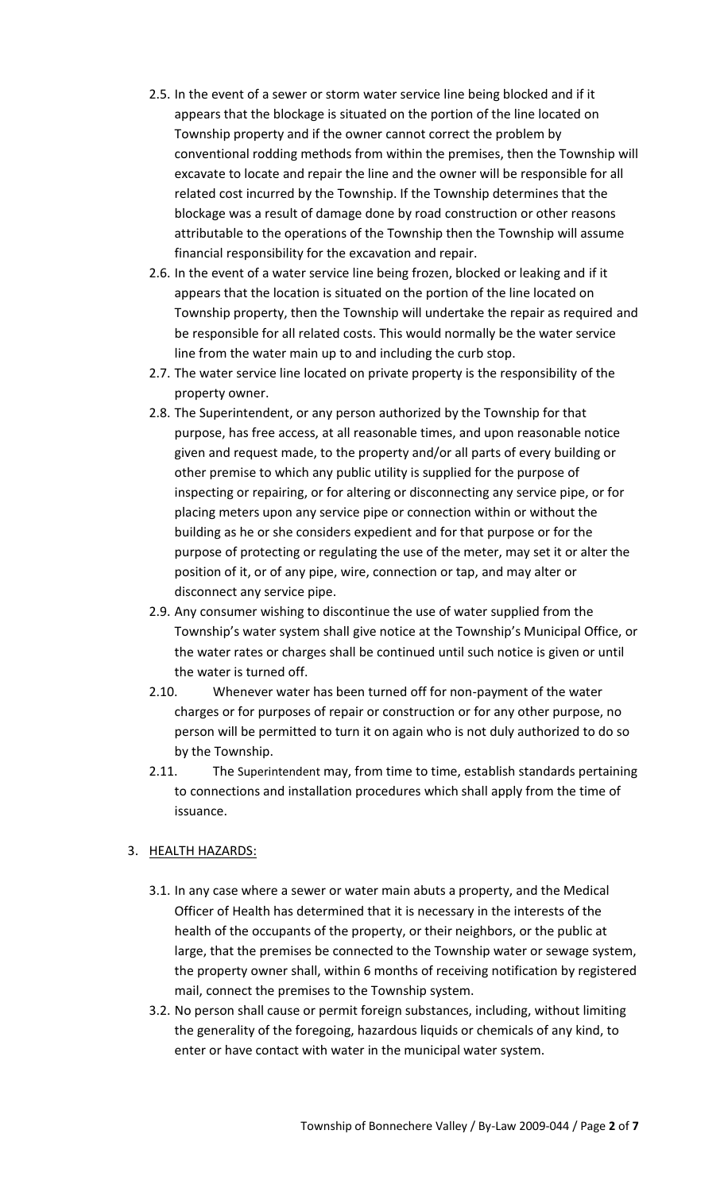2.5. In the event of a sewer or storm water service line being blocked and if it appears that the blockage is situated on the portion of the line located on Township property and if the owner cannot correct the problem by conventional rodding methods from within the premises, then the Township will excavate to locate and repair the line and the owner will be responsible for all related cost incurred by the Township. If the Township determines that the blockage was a result of damage done by road construction or other reasons attributable to the operations of the Township then the Township will assume financial responsibility for the excavation and repair.

2.6. In the event of a water service line being frozen, blocked or leaking and if it appears that the location is situated on the portion of the line located on Township property, then the Township will undertake the repair as required and be responsible for all related costs. This would normally be the water service line from the water main up to and including the curb stop.

2.7. The water service line located on private property is the responsibility of the property owner.

2.8. The Superintendent, or any person authorized by the Township for that purpose, has free access, at all reasonable times, and upon reasonable notice given and request made, to the property and/or all parts of every building or other premise to which any public utility is supplied for the purpose of inspecting or repairing, or for altering or disconnecting any service pipe, or for placing meters upon any service pipe or connection within or without the building as he or she considers expedient and for that purpose or for the purpose of protecting or regulating the use of the meter, may set it or alter the position of it, or of any pipe, wire, connection or tap, and may alter or disconnect any service pipe.

2.9. Any consumer wishing to discontinue the use of water supplied from the Township's water system shall give notice at the Township's Municipal Office, or the water rates or charges shall be continued until such notice is given or until the water is turned off.

2.10. Whenever water has been turned off for non-payment of the water charges or for purposes of repair or construction or for any other purpose, no person will be permitted to turn it on again who is not duly authorized to do so by the Township.

2.11. The Superintendent may, from time to time, establish standards pertaining to connections and installation procedures which shall apply from the time of issuance.

3. <u>HEALTH HAZARDS:</u>

3.1. In any case where a sewer or water main abuts a property, and the Medical Officer of Health has determined that it is necessary in the interests of the health of the occupants of the property, or their neighbors, or the public at large, that the premises be connected to the Township water or sewage system, the property owner shall, within 6 months of receiving notification by registered mail, connect the premises to the Township system.

3.2. No person shall cause or permit foreign substances, including, without limiting the generality of the foregoing, hazardous liquids or chemicals of any kind, to enter or have contact with water in the municipal water system.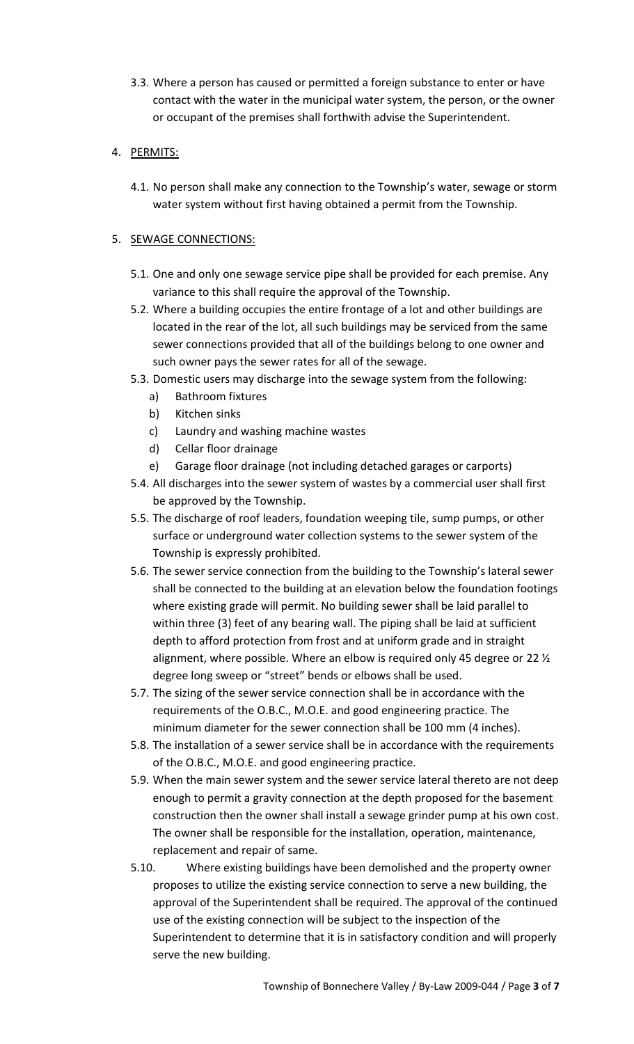3.3. Where a person has caused or permitted a foreign substance to enter or have contact with the water in the municipal water system, the person, or the owner or occupant of the premises shall forthwith advise the Superintendent.

4. PERMITS:

4.1. No person shall make any connection to the Township's water, sewage or storm water system without first having obtained a permit from the Township.

5. SEWAGE CONNECTIONS:

5.1. One and only one sewage service pipe shall be provided for each premise. Any variance to this shall require the approval of the Township.

5.2. Where a building occupies the entire frontage of a lot and other buildings are located in the rear of the lot, all such buildings may be serviced from the same sewer connections provided that all of the buildings belong to one owner and such owner pays the sewer rates for all of the sewage.

5.3. Domestic users may discharge into the sewage system from the following:

  a) Bathroom fixtures
  b) Kitchen sinks
  c) Laundry and washing machine wastes
  d) Cellar floor drainage
  e) Garage floor drainage (not including detached garages or carports)

5.4. All discharges into the sewer system of wastes by a commercial user shall first be approved by the Township.

5.5. The discharge of roof leaders, foundation weeping tile, sump pumps, or other surface or underground water collection systems to the sewer system of the Township is expressly prohibited.

5.6. The sewer service connection from the building to the Township's lateral sewer shall be connected to the building at an elevation below the foundation footings where existing grade will permit. No building sewer shall be laid parallel to within three (3) feet of any bearing wall. The piping shall be laid at sufficient depth to afford protection from frost and at uniform grade and in straight alignment, where possible. Where an elbow is required only 45 degree or 22 ½ degree long sweep or "street" bends or elbows shall be used.

5.7. The sizing of the sewer service connection shall be in accordance with the requirements of the O.B.C., M.O.E. and good engineering practice. The minimum diameter for the sewer connection shall be 100 mm (4 inches).

5.8. The installation of a sewer service shall be in accordance with the requirements of the O.B.C., M.O.E. and good engineering practice.

5.9. When the main sewer system and the sewer service lateral thereto are not deep enough to permit a gravity connection at the depth proposed for the basement construction then the owner shall install a sewage grinder pump at his own cost. The owner shall be responsible for the installation, operation, maintenance, replacement and repair of same.

5.10. Where existing buildings have been demolished and the property owner proposes to utilize the existing service connection to serve a new building, the approval of the Superintendent shall be required. The approval of the continued use of the existing connection will be subject to the inspection of the Superintendent to determine that it is in satisfactory condition and will properly serve the new building.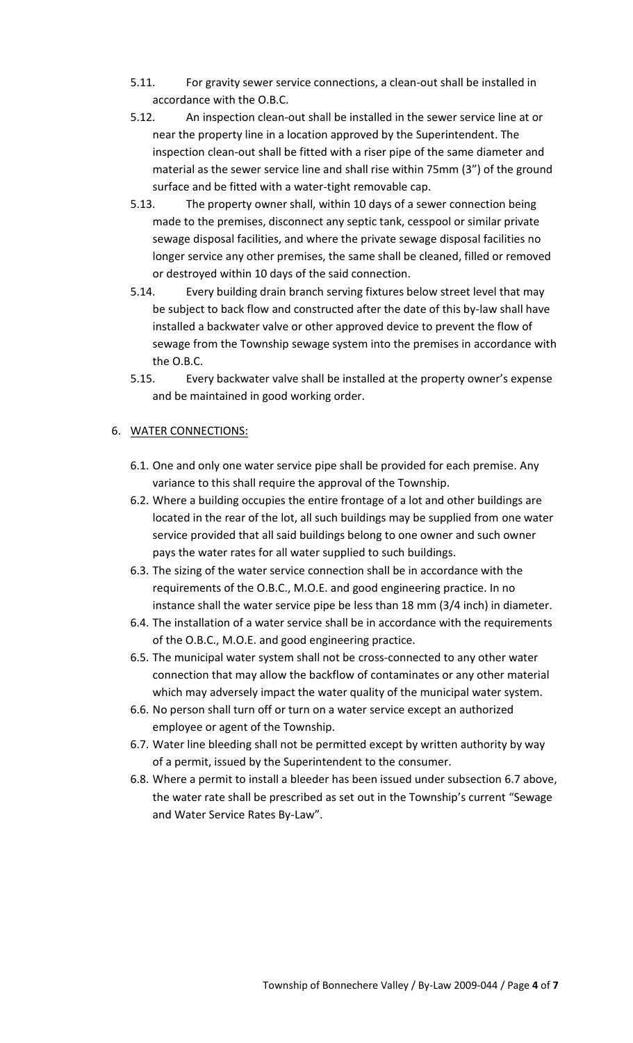5.11. For gravity sewer service connections, a clean-out shall be installed in accordance with the O.B.C.

5.12. An inspection clean-out shall be installed in the sewer service line at or near the property line in a location approved by the Superintendent. The inspection clean-out shall be fitted with a riser pipe of the same diameter and material as the sewer service line and shall rise within 75mm (3") of the ground surface and be fitted with a water-tight removable cap.

5.13. The property owner shall, within 10 days of a sewer connection being made to the premises, disconnect any septic tank, cesspool or similar private sewage disposal facilities, and where the private sewage disposal facilities no longer service any other premises, the same shall be cleaned, filled or removed or destroyed within 10 days of the said connection.

5.14. Every building drain branch serving fixtures below street level that may be subject to back flow and constructed after the date of this by-law shall have installed a backwater valve or other approved device to prevent the flow of sewage from the Township sewage system into the premises in accordance with the O.B.C.

5.15. Every backwater valve shall be installed at the property owner's expense and be maintained in good working order.

6. <u>WATER CONNECTIONS:</u>

6.1. One and only one water service pipe shall be provided for each premise. Any variance to this shall require the approval of the Township.

6.2. Where a building occupies the entire frontage of a lot and other buildings are located in the rear of the lot, all such buildings may be supplied from one water service provided that all said buildings belong to one owner and such owner pays the water rates for all water supplied to such buildings.

6.3. The sizing of the water service connection shall be in accordance with the requirements of the O.B.C., M.O.E. and good engineering practice. In no instance shall the water service pipe be less than 18 mm (3/4 inch) in diameter.

6.4. The installation of a water service shall be in accordance with the requirements of the O.B.C., M.O.E. and good engineering practice.

6.5. The municipal water system shall not be cross-connected to any other water connection that may allow the backflow of contaminates or any other material which may adversely impact the water quality of the municipal water system.

6.6. No person shall turn off or turn on a water service except an authorized employee or agent of the Township.

6.7. Water line bleeding shall not be permitted except by written authority by way of a permit, issued by the Superintendent to the consumer.

6.8. Where a permit to install a bleeder has been issued under subsection 6.7 above, the water rate shall be prescribed as set out in the Township's current "Sewage and Water Service Rates By-Law".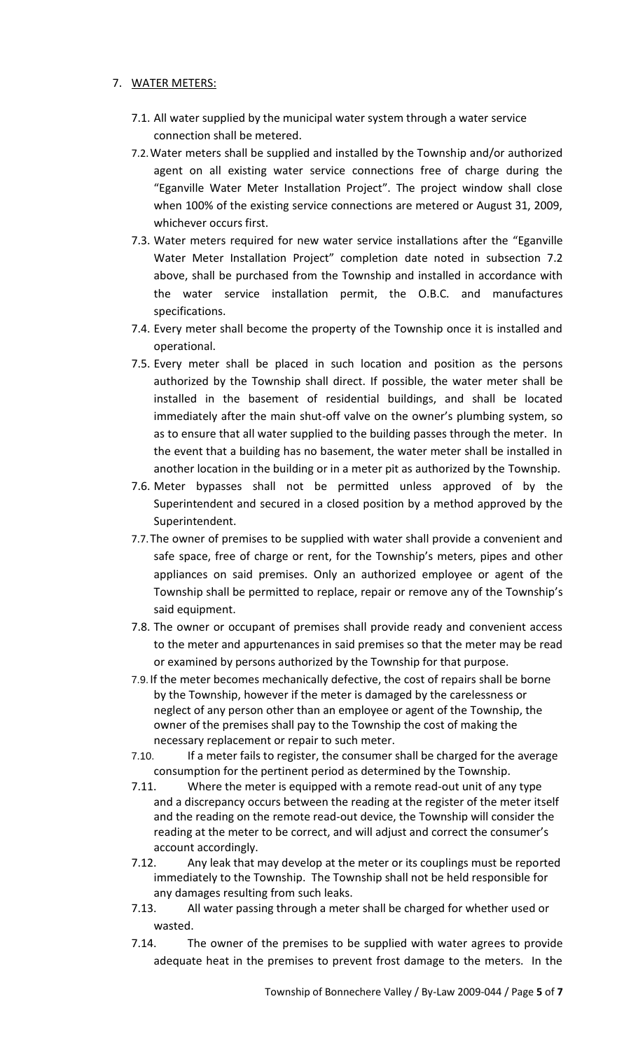7. <u>WATER METERS:</u>

   7.1. All water supplied by the municipal water system through a water service connection shall be metered.

   7.2. Water meters shall be supplied and installed by the Township and/or authorized agent on all existing water service connections free of charge during the "Eganville Water Meter Installation Project". The project window shall close when 100% of the existing service connections are metered or August 31, 2009, whichever occurs first.

   7.3. Water meters required for new water service installations after the "Eganville Water Meter Installation Project" completion date noted in subsection 7.2 above, shall be purchased from the Township and installed in accordance with the water service installation permit, the O.B.C. and manufactures specifications.

   7.4. Every meter shall become the property of the Township once it is installed and operational.

   7.5. Every meter shall be placed in such location and position as the persons authorized by the Township shall direct. If possible, the water meter shall be installed in the basement of residential buildings, and shall be located immediately after the main shut-off valve on the owner's plumbing system, so as to ensure that all water supplied to the building passes through the meter. In the event that a building has no basement, the water meter shall be installed in another location in the building or in a meter pit as authorized by the Township.

   7.6. Meter bypasses shall not be permitted unless approved of by the Superintendent and secured in a closed position by a method approved by the Superintendent.

   7.7. The owner of premises to be supplied with water shall provide a convenient and safe space, free of charge or rent, for the Township's meters, pipes and other appliances on said premises. Only an authorized employee or agent of the Township shall be permitted to replace, repair or remove any of the Township's said equipment.

   7.8. The owner or occupant of premises shall provide ready and convenient access to the meter and appurtenances in said premises so that the meter may be read or examined by persons authorized by the Township for that purpose.

   7.9. If the meter becomes mechanically defective, the cost of repairs shall be borne by the Township, however if the meter is damaged by the carelessness or neglect of any person other than an employee or agent of the Township, the owner of the premises shall pay to the Township the cost of making the necessary replacement or repair to such meter.

   7.10. If a meter fails to register, the consumer shall be charged for the average consumption for the pertinent period as determined by the Township.

   7.11. Where the meter is equipped with a remote read-out unit of any type and a discrepancy occurs between the reading at the register of the meter itself and the reading on the remote read-out device, the Township will consider the reading at the meter to be correct, and will adjust and correct the consumer's account accordingly.

   7.12. Any leak that may develop at the meter or its couplings must be reported immediately to the Township. The Township shall not be held responsible for any damages resulting from such leaks.

   7.13. All water passing through a meter shall be charged for whether used or wasted.

   7.14. The owner of the premises to be supplied with water agrees to provide adequate heat in the premises to prevent frost damage to the meters. In the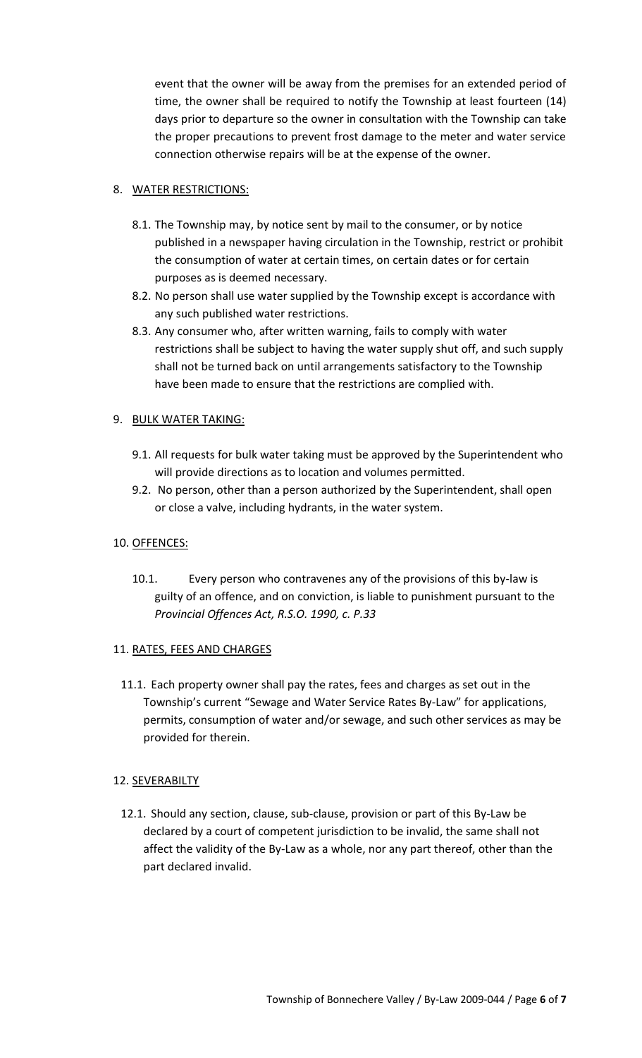event that the owner will be away from the premises for an extended period of time, the owner shall be required to notify the Township at least fourteen (14) days prior to departure so the owner in consultation with the Township can take the proper precautions to prevent frost damage to the meter and water service connection otherwise repairs will be at the expense of the owner.

8. <u>WATER RESTRICTIONS:</u>

   8.1. The Township may, by notice sent by mail to the consumer, or by notice published in a newspaper having circulation in the Township, restrict or prohibit the consumption of water at certain times, on certain dates or for certain purposes as is deemed necessary.

   8.2. No person shall use water supplied by the Township except is accordance with any such published water restrictions.

   8.3. Any consumer who, after written warning, fails to comply with water restrictions shall be subject to having the water supply shut off, and such supply shall not be turned back on until arrangements satisfactory to the Township have been made to ensure that the restrictions are complied with.

9. <u>BULK WATER TAKING:</u>

   9.1. All requests for bulk water taking must be approved by the Superintendent who will provide directions as to location and volumes permitted.

   9.2. No person, other than a person authorized by the Superintendent, shall open or close a valve, including hydrants, in the water system.

10. <u>OFFENCES:</u>

   10.1. Every person who contravenes any of the provisions of this by-law is guilty of an offence, and on conviction, is liable to punishment pursuant to the *Provincial Offences Act, R.S.O. 1990, c. P.33*

11. <u>RATES, FEES AND CHARGES</u>

   11.1. Each property owner shall pay the rates, fees and charges as set out in the Township's current "Sewage and Water Service Rates By-Law" for applications, permits, consumption of water and/or sewage, and such other services as may be provided for therein.

12. <u>SEVERABILTY</u>

   12.1. Should any section, clause, sub-clause, provision or part of this By-Law be declared by a court of competent jurisdiction to be invalid, the same shall not affect the validity of the By-Law as a whole, nor any part thereof, other than the part declared invalid.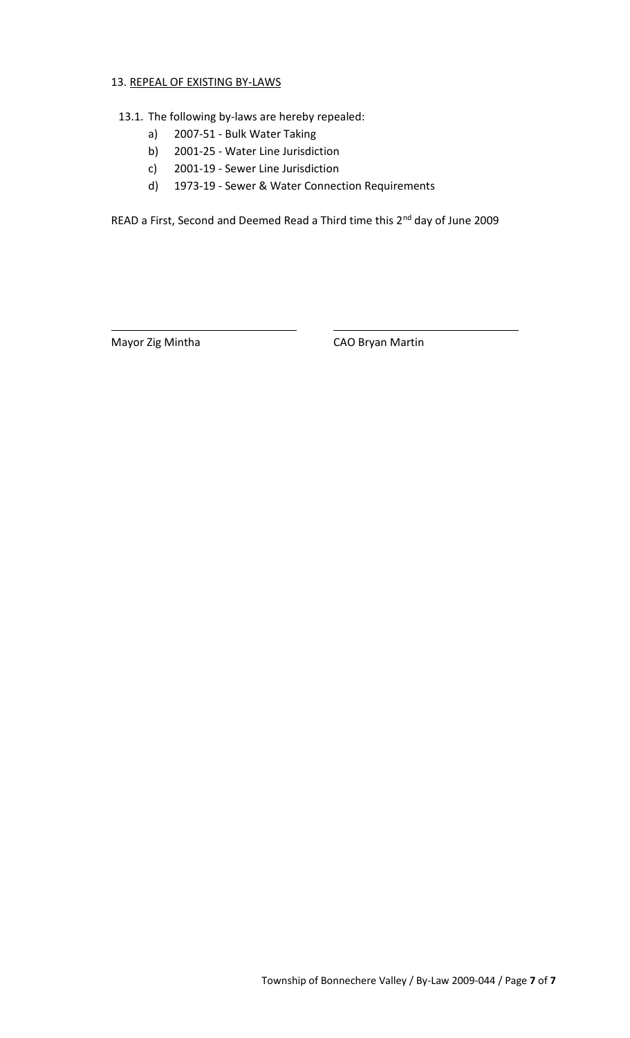13. <u>REPEAL OF EXISTING BY-LAWS</u>

13.1. The following by-laws are hereby repealed:

a) 2007-51 - Bulk Water Taking

b) 2001-25 - Water Line Jurisdiction

c) 2001-19 - Sewer Line Jurisdiction

d) 1973-19 - Sewer & Water Connection Requirements

READ a First, Second and Deemed Read a Third time this 2nd day of June 2009

| | |
|---|---|
| \_\_\_\_\_\_\_\_\_\_\_\_\_\_\_\_\_\_\_\_\_\_\_\_\_\_\_\_\_\_ | \_\_\_\_\_\_\_\_\_\_\_\_\_\_\_\_\_\_\_\_\_\_\_\_\_\_\_\_\_\_ |
| Mayor Zig Mintha | CAO Bryan Martin |